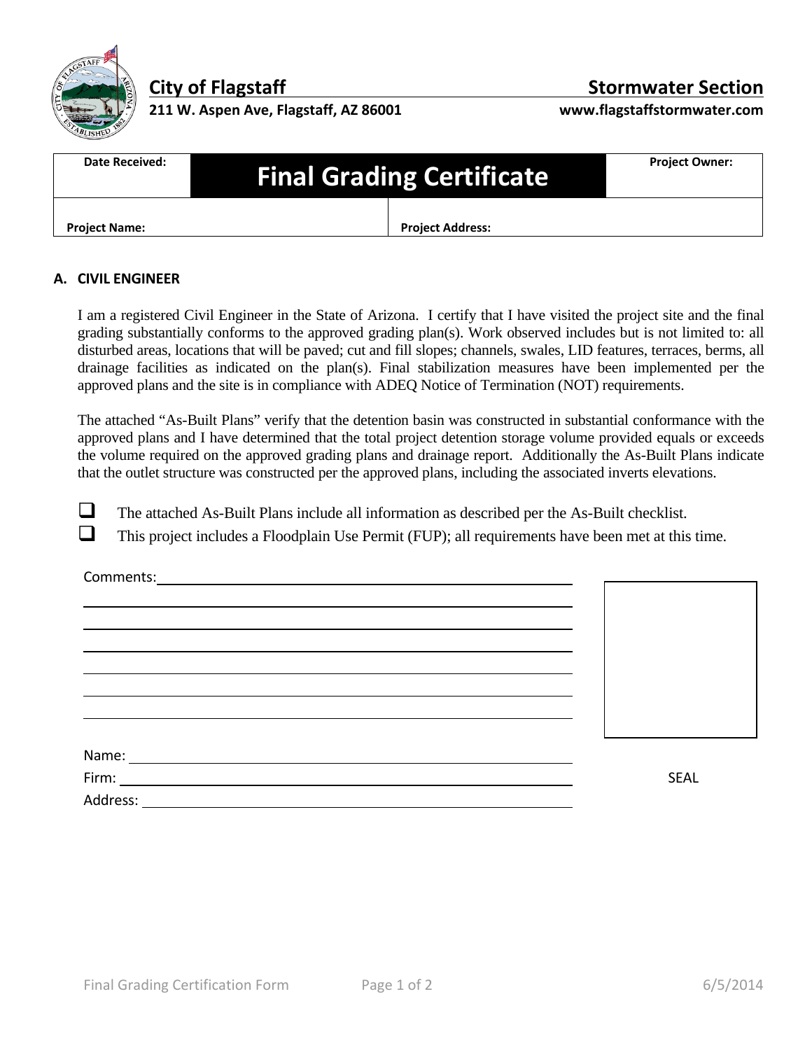**City of Flagstaff** | **Stormwater Section**

**211 W. Aspen Ave, Flagstaff, AZ 86001** | **www.flagstaffstormwater.com**

| **Date Received:** | **Final Grading Certificate** | **Project Owner:** |
|---|---|---|
| **Project Name:** | **Project Address:** | |

## A. CIVIL ENGINEER

I am a registered Civil Engineer in the State of Arizona. I certify that I have visited the project site and the final grading substantially conforms to the approved grading plan(s). Work observed includes but is not limited to: all disturbed areas, locations that will be paved; cut and fill slopes; channels, swales, LID features, terraces, berms, all drainage facilities as indicated on the plan(s). Final stabilization measures have been implemented per the approved plans and the site is in compliance with ADEQ Notice of Termination (NOT) requirements.

The attached "As-Built Plans" verify that the detention basin was constructed in substantial conformance with the approved plans and I have determined that the total project detention storage volume provided equals or exceeds the volume required on the approved grading plans and drainage report. Additionally the As-Built Plans indicate that the outlet structure was constructed per the approved plans, including the associated inverts elevations.

- ☐ The attached As-Built Plans include all information as described per the As-Built checklist.
- ☐ This project includes a Floodplain Use Permit (FUP); all requirements have been met at this time.

Comments: ______________________________________________

______________________________________________

______________________________________________

______________________________________________

______________________________________________

______________________________________________

______________________________________________

Name: ______________________________________________

Firm: ______________________________________________

Address: ______________________________________________

SEAL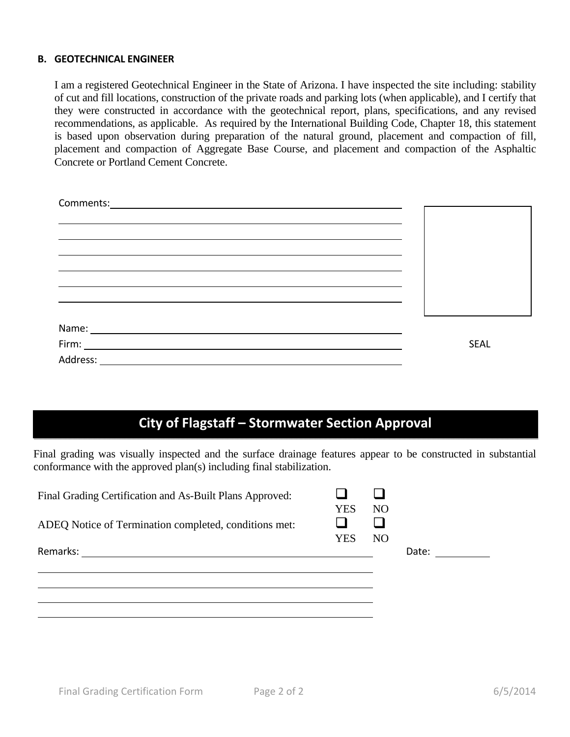**B. GEOTECHNICAL ENGINEER**

I am a registered Geotechnical Engineer in the State of Arizona. I have inspected the site including: stability of cut and fill locations, construction of the private roads and parking lots (when applicable), and I certify that they were constructed in accordance with the geotechnical report, plans, specifications, and any revised recommendations, as applicable. As required by the International Building Code, Chapter 18, this statement is based upon observation during preparation of the natural ground, placement and compaction of fill, placement and compaction of Aggregate Base Course, and placement and compaction of the Asphaltic Concrete or Portland Cement Concrete.

Comments: ______________________________________________

______________________________________________

______________________________________________

______________________________________________

______________________________________________

______________________________________________

______________________________________________

Name: ______________________________________________

Firm: ______________________________________________

Address: ______________________________________________

SEAL

## City of Flagstaff – Stormwater Section Approval

Final grading was visually inspected and the surface drainage features appear to be constructed in substantial conformance with the approved plan(s) including final stabilization.

Final Grading Certification and As-Built Plans Approved: ☐ YES ☐ NO

ADEQ Notice of Termination completed, conditions met: ☐ YES ☐ NO

Remarks: ______________________________________________ Date: __________

______________________________________________

______________________________________________

______________________________________________

______________________________________________